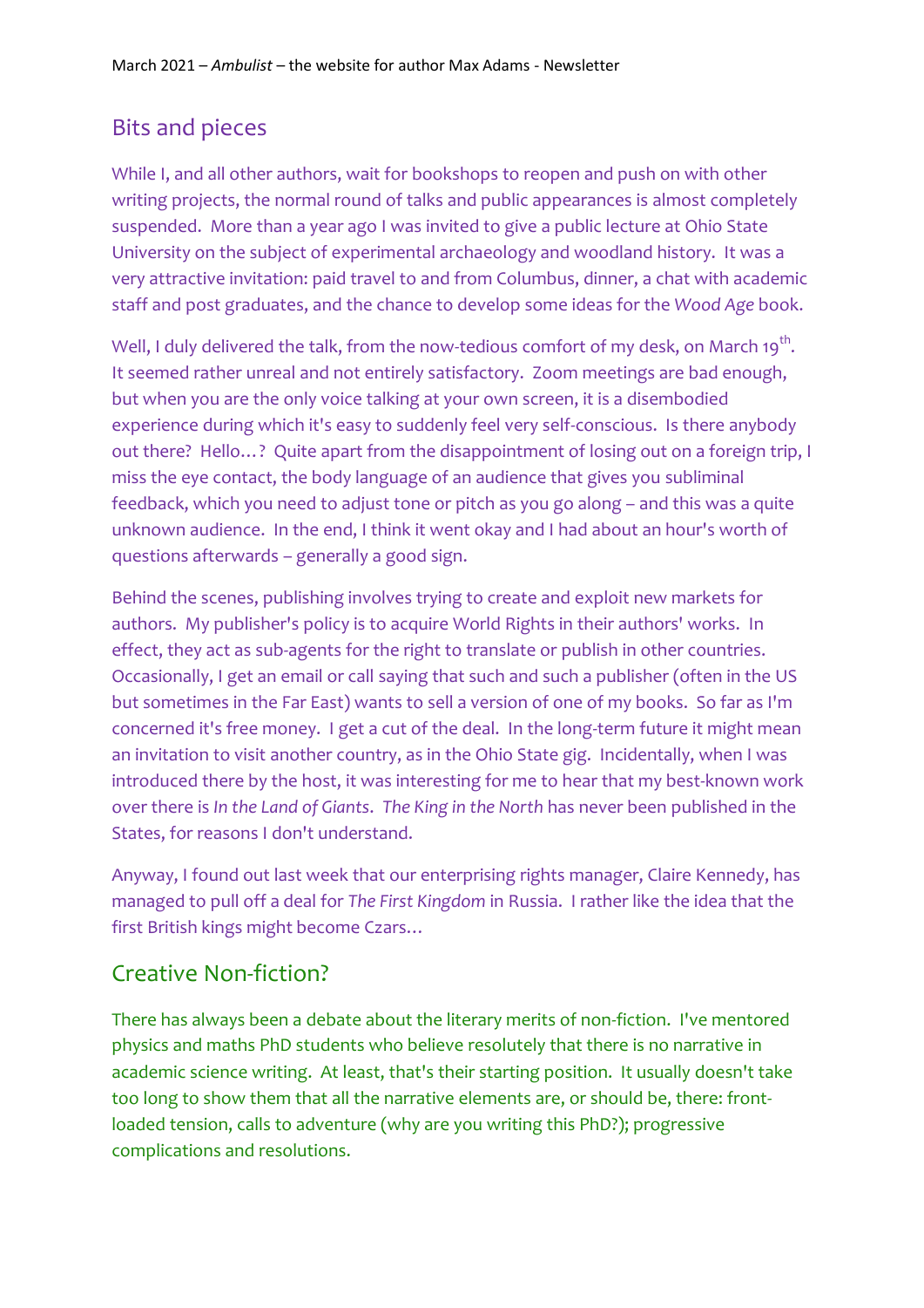## Bits and pieces

While I, and all other authors, wait for bookshops to reopen and push on with other writing projects, the normal round of talks and public appearances is almost completely suspended. More than a year ago I was invited to give a public lecture at Ohio State University on the subject of experimental archaeology and woodland history. It was a very attractive invitation: paid travel to and from Columbus, dinner, a chat with academic staff and post graduates, and the chance to develop some ideas for the *Wood Age* book.

Well, I duly delivered the talk, from the now-tedious comfort of my desk, on March 19th. It seemed rather unreal and not entirely satisfactory. Zoom meetings are bad enough, but when you are the only voice talking at your own screen, it is a disembodied experience during which it's easy to suddenly feel very self-conscious. Is there anybody out there? Hello…? Quite apart from the disappointment of losing out on a foreign trip, I miss the eye contact, the body language of an audience that gives you subliminal feedback, which you need to adjust tone or pitch as you go along – and this was a quite unknown audience. In the end, I think it went okay and I had about an hour's worth of questions afterwards – generally a good sign.

Behind the scenes, publishing involves trying to create and exploit new markets for authors. My publisher's policy is to acquire World Rights in their authors' works. In effect, they act as sub-agents for the right to translate or publish in other countries. Occasionally, I get an email or call saying that such and such a publisher (often in the US but sometimes in the Far East) wants to sell a version of one of my books. So far as I'm concerned it's free money. I get a cut of the deal. In the long-term future it might mean an invitation to visit another country, as in the Ohio State gig. Incidentally, when I was introduced there by the host, it was interesting for me to hear that my best-known work over there is *In the Land of Giants*. *The King in the North* has never been published in the States, for reasons I don't understand.

Anyway, I found out last week that our enterprising rights manager, Claire Kennedy, has managed to pull off a deal for *The First Kingdom* in Russia. I rather like the idea that the first British kings might become Czars…

## Creative Non-fiction?

There has always been a debate about the literary merits of non-fiction. I've mentored physics and maths PhD students who believe resolutely that there is no narrative in academic science writing. At least, that's their starting position. It usually doesn't take too long to show them that all the narrative elements are, or should be, there: front-loaded tension, calls to adventure (why are you writing this PhD?); progressive complications and resolutions.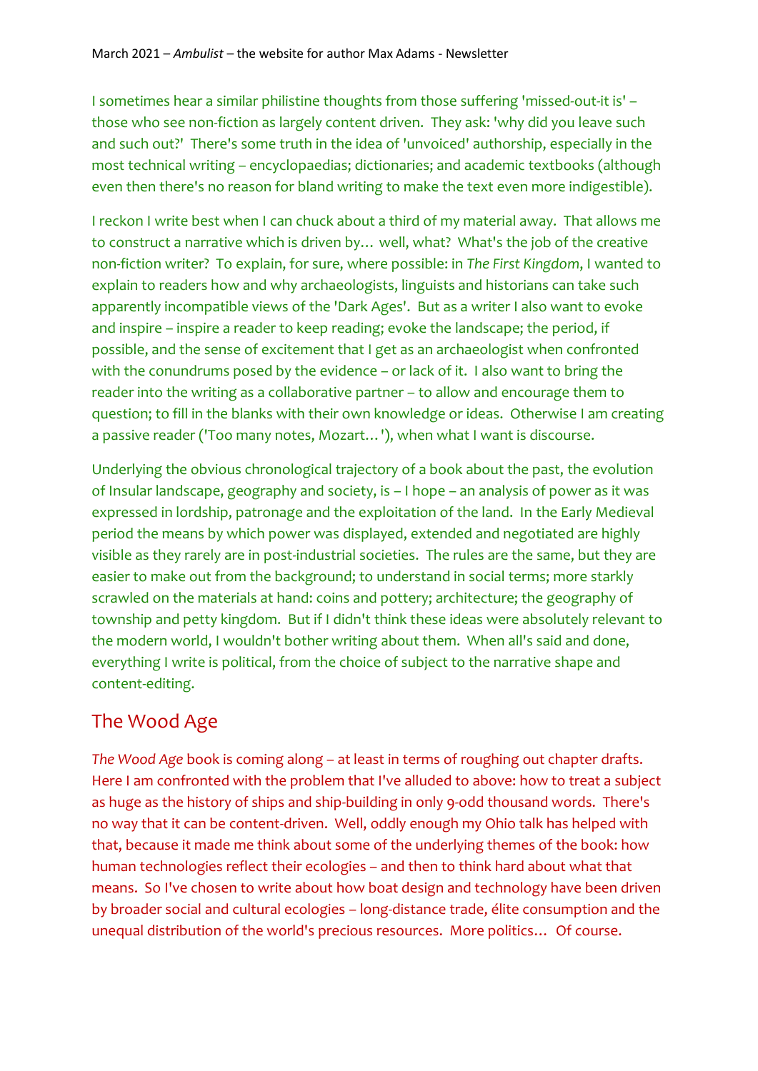I sometimes hear a similar philistine thoughts from those suffering 'missed-out-it is' – those who see non-fiction as largely content driven. They ask: 'why did you leave such and such out?' There's some truth in the idea of 'unvoiced' authorship, especially in the most technical writing – encyclopaedias; dictionaries; and academic textbooks (although even then there's no reason for bland writing to make the text even more indigestible).

I reckon I write best when I can chuck about a third of my material away. That allows me to construct a narrative which is driven by… well, what? What's the job of the creative non-fiction writer? To explain, for sure, where possible: in *The First Kingdom*, I wanted to explain to readers how and why archaeologists, linguists and historians can take such apparently incompatible views of the 'Dark Ages'. But as a writer I also want to evoke and inspire – inspire a reader to keep reading; evoke the landscape; the period, if possible, and the sense of excitement that I get as an archaeologist when confronted with the conundrums posed by the evidence – or lack of it. I also want to bring the reader into the writing as a collaborative partner – to allow and encourage them to question; to fill in the blanks with their own knowledge or ideas. Otherwise I am creating a passive reader ('Too many notes, Mozart…'), when what I want is discourse.

Underlying the obvious chronological trajectory of a book about the past, the evolution of Insular landscape, geography and society, is – I hope – an analysis of power as it was expressed in lordship, patronage and the exploitation of the land. In the Early Medieval period the means by which power was displayed, extended and negotiated are highly visible as they rarely are in post-industrial societies. The rules are the same, but they are easier to make out from the background; to understand in social terms; more starkly scrawled on the materials at hand: coins and pottery; architecture; the geography of township and petty kingdom. But if I didn't think these ideas were absolutely relevant to the modern world, I wouldn't bother writing about them. When all's said and done, everything I write is political, from the choice of subject to the narrative shape and content-editing.

## The Wood Age

*The Wood Age* book is coming along – at least in terms of roughing out chapter drafts. Here I am confronted with the problem that I've alluded to above: how to treat a subject as huge as the history of ships and ship-building in only 9-odd thousand words. There's no way that it can be content-driven. Well, oddly enough my Ohio talk has helped with that, because it made me think about some of the underlying themes of the book: how human technologies reflect their ecologies – and then to think hard about what that means. So I've chosen to write about how boat design and technology have been driven by broader social and cultural ecologies – long-distance trade, élite consumption and the unequal distribution of the world's precious resources. More politics… Of course.